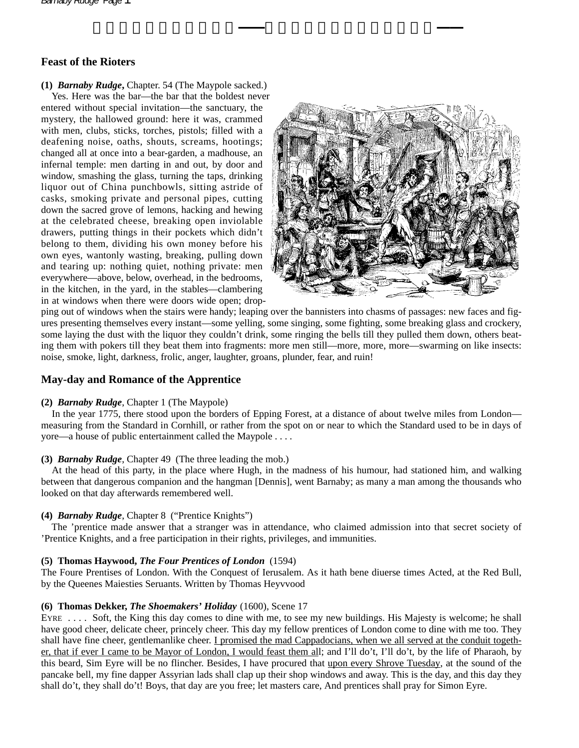# Feast of the Rioters

**(1)** ***Barnaby Rudge*****,** Chapter. 54 (The Maypole sacked.)

Yes. Here was the bar—the bar that the boldest never entered without special invitation—the sanctuary, the mystery, the hallowed ground: here it was, crammed with men, clubs, sticks, torches, pistols; filled with a deafening noise, oaths, shouts, screams, hootings; changed all at once into a bear-garden, a madhouse, an infernal temple: men darting in and out, by door and window, smashing the glass, turning the taps, drinking liquor out of China punchbowls, sitting astride of casks, smoking private and personal pipes, cutting down the sacred grove of lemons, hacking and hewing at the celebrated cheese, breaking open inviolable drawers, putting things in their pockets which didn't belong to them, dividing his own money before his own eyes, wantonly wasting, breaking, pulling down and tearing up: nothing quiet, nothing private: men everywhere—above, below, overhead, in the bedrooms, in the kitchen, in the yard, in the stables—clambering in at windows when there were doors wide open; dropping out of windows when the stairs were handy; leaping over the bannisters into chasms of passages: new faces and figures presenting themselves every instant—some yelling, some singing, some fighting, some breaking glass and crockery, some laying the dust with the liquor they couldn't drink, some ringing the bells till they pulled them down, others beating them with pokers till they beat them into fragments: more men still—more, more, more—swarming on like insects: noise, smoke, light, darkness, frolic, anger, laughter, groans, plunder, fear, and ruin!

# May-day and Romance of the Apprentice

**(2)** ***Barnaby Rudge***, Chapter 1 (The Maypole)

In the year 1775, there stood upon the borders of Epping Forest, at a distance of about twelve miles from London—measuring from the Standard in Cornhill, or rather from the spot on or near to which the Standard used to be in days of yore—a house of public entertainment called the Maypole . . . .

**(3)** ***Barnaby Rudge***, Chapter 49 (The three leading the mob.)

At the head of this party, in the place where Hugh, in the madness of his humour, had stationed him, and walking between that dangerous companion and the hangman [Dennis], went Barnaby; as many a man among the thousands who looked on that day afterwards remembered well.

**(4)** ***Barnaby Rudge***, Chapter 8 ("Prentice Knights")

The 'prentice made answer that a stranger was in attendance, who claimed admission into that secret society of 'Prentice Knights, and a free participation in their rights, privileges, and immunities.

**(5) Thomas Haywood, *The Four Prentices of London*** (1594)

The Foure Prentises of London. With the Conquest of Ierusalem. As it hath bene diuerse times Acted, at the Red Bull, by the Queenes Maiesties Seruants. Written by Thomas Heyvvood

**(6) Thomas Dekker, *The Shoemakers' Holiday*** (1600), Scene 17

EYRE . . . . Soft, the King this day comes to dine with me, to see my new buildings. His Majesty is welcome; he shall have good cheer, delicate cheer, princely cheer. This day my fellow prentices of London come to dine with me too. They shall have fine cheer, gentlemanlike cheer. <u>I promised the mad Cappadocians, when we all served at the conduit together, that if ever I came to be Mayor of London, I would feast them all</u>; and I'll do't, I'll do't, by the life of Pharaoh, by this beard, Sim Eyre will be no flincher. Besides, I have procured that <u>upon every Shrove Tuesday</u>, at the sound of the pancake bell, my fine dapper Assyrian lads shall clap up their shop windows and away. This is the day, and this day they shall do't, they shall do't! Boys, that day are you free; let masters care, And prentices shall pray for Simon Eyre.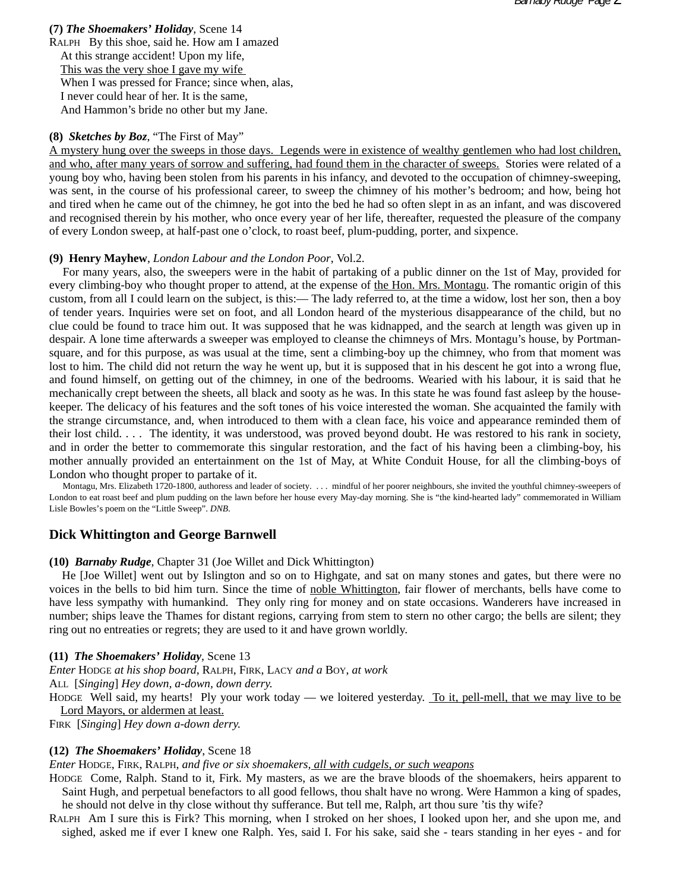**(7)** ***The Shoemakers' Holiday***, Scene 14

RALPH By this shoe, said he. How am I amazed
At this strange accident! Upon my life,
This was the very shoe I gave my wife
When I was pressed for France; since when, alas,
I never could hear of her. It is the same,
And Hammon's bride no other but my Jane.

**(8)** ***Sketches by Boz***, "The First of May"

A mystery hung over the sweeps in those days. Legends were in existence of wealthy gentlemen who had lost children, and who, after many years of sorrow and suffering, had found them in the character of sweeps. Stories were related of a young boy who, having been stolen from his parents in his infancy, and devoted to the occupation of chimney-sweeping, was sent, in the course of his professional career, to sweep the chimney of his mother's bedroom; and how, being hot and tired when he came out of the chimney, he got into the bed he had so often slept in as an infant, and was discovered and recognised therein by his mother, who once every year of her life, thereafter, requested the pleasure of the company of every London sweep, at half-past one o'clock, to roast beef, plum-pudding, porter, and sixpence.

**(9) Henry Mayhew**, *London Labour and the London Poor*, Vol.2.

For many years, also, the sweepers were in the habit of partaking of a public dinner on the 1st of May, provided for every climbing-boy who thought proper to attend, at the expense of the Hon. Mrs. Montagu. The romantic origin of this custom, from all I could learn on the subject, is this:— The lady referred to, at the time a widow, lost her son, then a boy of tender years. Inquiries were set on foot, and all London heard of the mysterious disappearance of the child, but no clue could be found to trace him out. It was supposed that he was kidnapped, and the search at length was given up in despair. A lone time afterwards a sweeper was employed to cleanse the chimneys of Mrs. Montagu's house, by Portman-square, and for this purpose, as was usual at the time, sent a climbing-boy up the chimney, who from that moment was lost to him. The child did not return the way he went up, but it is supposed that in his descent he got into a wrong flue, and found himself, on getting out of the chimney, in one of the bedrooms. Wearied with his labour, it is said that he mechanically crept between the sheets, all black and sooty as he was. In this state he was found fast asleep by the house-keeper. The delicacy of his features and the soft tones of his voice interested the woman. She acquainted the family with the strange circumstance, and, when introduced to them with a clean face, his voice and appearance reminded them of their lost child. . . . The identity, it was understood, was proved beyond doubt. He was restored to his rank in society, and in order the better to commemorate this singular restoration, and the fact of his having been a climbing-boy, his mother annually provided an entertainment on the 1st of May, at White Conduit House, for all the climbing-boys of London who thought proper to partake of it.

Montagu, Mrs. Elizabeth 1720-1800, authoress and leader of society. . . . mindful of her poorer neighbours, she invited the youthful chimney-sweepers of London to eat roast beef and plum pudding on the lawn before her house every May-day morning. She is "the kind-hearted lady" commemorated in William Lisle Bowles's poem on the "Little Sweep". *DNB*.

## Dick Whittington and George Barnwell

**(10)** ***Barnaby Rudge***, Chapter 31 (Joe Willet and Dick Whittington)

He [Joe Willet] went out by Islington and so on to Highgate, and sat on many stones and gates, but there were no voices in the bells to bid him turn. Since the time of noble Whittington, fair flower of merchants, bells have come to have less sympathy with humankind. They only ring for money and on state occasions. Wanderers have increased in number; ships leave the Thames for distant regions, carrying from stem to stern no other cargo; the bells are silent; they ring out no entreaties or regrets; they are used to it and have grown worldly.

**(11)** ***The Shoemakers' Holiday***, Scene 13

*Enter* HODGE *at his shop board*, RALPH, FIRK, LACY *and a* BOY, *at work*

ALL [*Singing*] *Hey down, a-down, down derry.*

HODGE Well said, my hearts! Ply your work today — we loitered yesterday. To it, pell-mell, that we may live to be Lord Mayors, or aldermen at least.

FIRK [*Singing*] *Hey down a-down derry.*

**(12)** ***The Shoemakers' Holiday***, Scene 18

*Enter* HODGE, FIRK, RALPH, *and five or six shoemakers, all with cudgels, or such weapons*

HODGE Come, Ralph. Stand to it, Firk. My masters, as we are the brave bloods of the shoemakers, heirs apparent to Saint Hugh, and perpetual benefactors to all good fellows, thou shalt have no wrong. Were Hammon a king of spades, he should not delve in thy close without thy sufferance. But tell me, Ralph, art thou sure 'tis thy wife?

RALPH Am I sure this is Firk? This morning, when I stroked on her shoes, I looked upon her, and she upon me, and sighed, asked me if ever I knew one Ralph. Yes, said I. For his sake, said she - tears standing in her eyes - and for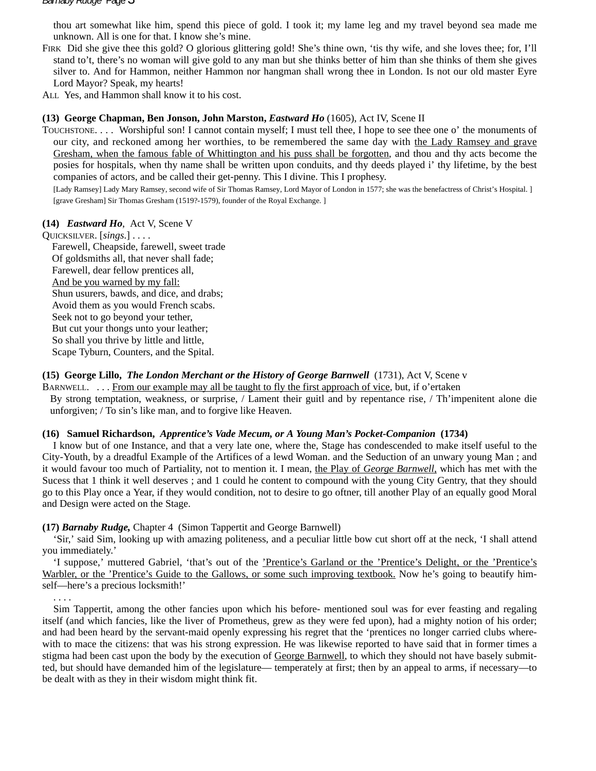thou art somewhat like him, spend this piece of gold. I took it; my lame leg and my travel beyond sea made me unknown. All is one for that. I know she's mine.

FIRK Did she give thee this gold? O glorious glittering gold! She's thine own, 'tis thy wife, and she loves thee; for, I'll stand to't, there's no woman will give gold to any man but she thinks better of him than she thinks of them she gives silver to. And for Hammon, neither Hammon nor hangman shall wrong thee in London. Is not our old master Eyre Lord Mayor? Speak, my hearts!

ALL Yes, and Hammon shall know it to his cost.

**(13) George Chapman, Ben Jonson, John Marston, *Eastward Ho*** (1605), Act IV, Scene II

TOUCHSTONE. . . . Worshipful son! I cannot contain myself; I must tell thee, I hope to see thee one o' the monuments of our city, and reckoned among her worthies, to be remembered the same day with <u>the Lady Ramsey and grave Gresham, when the famous fable of Whittington and his puss shall be forgotten</u>, and thou and thy acts become the posies for hospitals, when thy name shall be written upon conduits, and thy deeds played i' thy lifetime, by the best companies of actors, and be called their get-penny. This I divine. This I prophesy.

[Lady Ramsey] Lady Mary Ramsey, second wife of Sir Thomas Ramsey, Lord Mayor of London in 1577; she was the benefactress of Christ's Hospital. ]
[grave Gresham] Sir Thomas Gresham (1519?-1579), founder of the Royal Exchange. ]

**(14) *Eastward Ho***, Act V, Scene V

QUICKSILVER. [*sings*.] . . . .

Farewell, Cheapside, farewell, sweet trade
Of goldsmiths all, that never shall fade;
Farewell, dear fellow prentices all,
<u>And be you warned by my fall:</u>
Shun usurers, bawds, and dice, and drabs;
Avoid them as you would French scabs.
Seek not to go beyond your tether,
But cut your thongs unto your leather;
So shall you thrive by little and little,
Scape Tyburn, Counters, and the Spital.

**(15) George Lillo, *The London Merchant or the History of George Barnwell*** (1731), Act V, Scene v

BARNWELL. . . . <u>From our example may all be taught to fly the first approach of vice</u>, but, if o'ertaken
By strong temptation, weakness, or surprise, / Lament their guitl and by repentance rise, / Th'impenitent alone die unforgiven; / To sin's like man, and to forgive like Heaven.

**(16) Samuel Richardson, *Apprentice's Vade Mecum, or A Young Man's Pocket-Companion* (1734)**

I know but of one Instance, and that a very late one, where the, Stage has condescended to make itself useful to the City-Youth, by a dreadful Example of the Artifices of a lewd Woman. and the Seduction of an unwary young Man ; and it would favour too much of Partiality, not to mention it. I mean, <u>the Play of *George Barnwell*,</u> which has met with the Sucess that 1 think it well deserves ; and 1 could he content to compound with the young City Gentry, that they should go to this Play once a Year, if they would condition, not to desire to go oftner, till another Play of an equally good Moral and Design were acted on the Stage.

**(17) *Barnaby Rudge,*** Chapter 4 (Simon Tappertit and George Barnwell)

'Sir,' said Sim, looking up with amazing politeness, and a peculiar little bow cut short off at the neck, 'I shall attend you immediately.'

'I suppose,' muttered Gabriel, 'that's out of the <u>'Prentice's Garland or the 'Prentice's Delight, or the 'Prentice's Warbler, or the 'Prentice's Guide to the Gallows, or some such improving textbook.</u> Now he's going to beautify himself—here's a precious locksmith!'

. . . .

Sim Tappertit, among the other fancies upon which his before- mentioned soul was for ever feasting and regaling itself (and which fancies, like the liver of Prometheus, grew as they were fed upon), had a mighty notion of his order; and had been heard by the servant-maid openly expressing his regret that the 'prentices no longer carried clubs wherewith to mace the citizens: that was his strong expression. He was likewise reported to have said that in former times a stigma had been cast upon the body by the execution of <u>George Barnwell</u>, to which they should not have basely submitted, but should have demanded him of the legislature— temperately at first; then by an appeal to arms, if necessary—to be dealt with as they in their wisdom might think fit.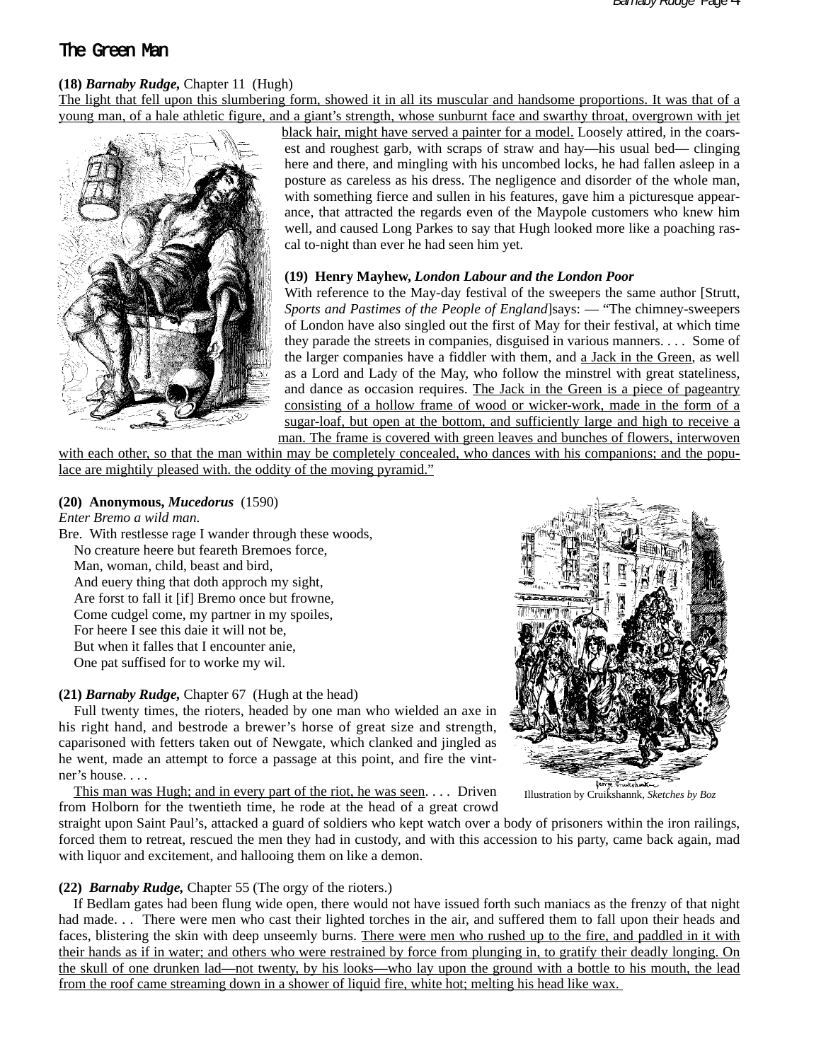# The Green Man

**(18)** ***Barnaby Rudge,*** Chapter 11 (Hugh)

The light that fell upon this slumbering form, showed it in all its muscular and handsome proportions. It was that of a young man, of a hale athletic figure, and a giant's strength, whose sunburnt face and swarthy throat, overgrown with jet black hair, might have served a painter for a model. Loosely attired, in the coarsest and roughest garb, with scraps of straw and hay—his usual bed— clinging here and there, and mingling with his uncombed locks, he had fallen asleep in a posture as careless as his dress. The negligence and disorder of the whole man, with something fierce and sullen in his features, gave him a picturesque appearance, that attracted the regards even of the Maypole customers who knew him well, and caused Long Parkes to say that Hugh looked more like a poaching rascal to-night than ever he had seen him yet.

**(19) Henry Mayhew, *London Labour and the London Poor***

With reference to the May-day festival of the sweepers the same author [Strutt, *Sports and Pastimes of the People of England*]says: — "The chimney-sweepers of London have also singled out the first of May for their festival, at which time they parade the streets in companies, disguised in various manners. . . . Some of the larger companies have a fiddler with them, and a Jack in the Green, as well as a Lord and Lady of the May, who follow the minstrel with great stateliness, and dance as occasion requires. The Jack in the Green is a piece of pageantry consisting of a hollow frame of wood or wicker-work, made in the form of a sugar-loaf, but open at the bottom, and sufficiently large and high to receive a man. The frame is covered with green leaves and bunches of flowers, interwoven with each other, so that the man within may be completely concealed, who dances with his companions; and the populace are mightily pleased with. the oddity of the moving pyramid."

**(20) Anonymous, *Mucedorus*** (1590)

*Enter Bremo a wild man.*

Bre. With restlesse rage I wander through these woods,
No creature heere but feareth Bremoes force,
Man, woman, child, beast and bird,
And euery thing that doth approch my sight,
Are forst to fall it [if] Bremo once but frowne,
Come cudgel come, my partner in my spoiles,
For heere I see this daie it will not be,
But when it falles that I encounter anie,
One pat suffised for to worke my wil.

**(21)** ***Barnaby Rudge,*** Chapter 67 (Hugh at the head)

Full twenty times, the rioters, headed by one man who wielded an axe in his right hand, and bestrode a brewer's horse of great size and strength, caparisoned with fetters taken out of Newgate, which clanked and jingled as he went, made an attempt to force a passage at this point, and fire the vintner's house. . . .

This man was Hugh; and in every part of the riot, he was seen. . . . Driven from Holborn for the twentieth time, he rode at the head of a great crowd straight upon Saint Paul's, attacked a guard of soldiers who kept watch over a body of prisoners within the iron railings, forced them to retreat, rescued the men they had in custody, and with this accession to his party, came back again, mad with liquor and excitement, and hallooing them on like a demon.

Illustration by Cruikshannk, *Sketches by Boz*

**(22)** ***Barnaby Rudge,*** Chapter 55 (The orgy of the rioters.)

If Bedlam gates had been flung wide open, there would not have issued forth such maniacs as the frenzy of that night had made. . . There were men who cast their lighted torches in the air, and suffered them to fall upon their heads and faces, blistering the skin with deep unseemly burns. There were men who rushed up to the fire, and paddled in it with their hands as if in water; and others who were restrained by force from plunging in, to gratify their deadly longing. On the skull of one drunken lad—not twenty, by his looks—who lay upon the ground with a bottle to his mouth, the lead from the roof came streaming down in a shower of liquid fire, white hot; melting his head like wax.